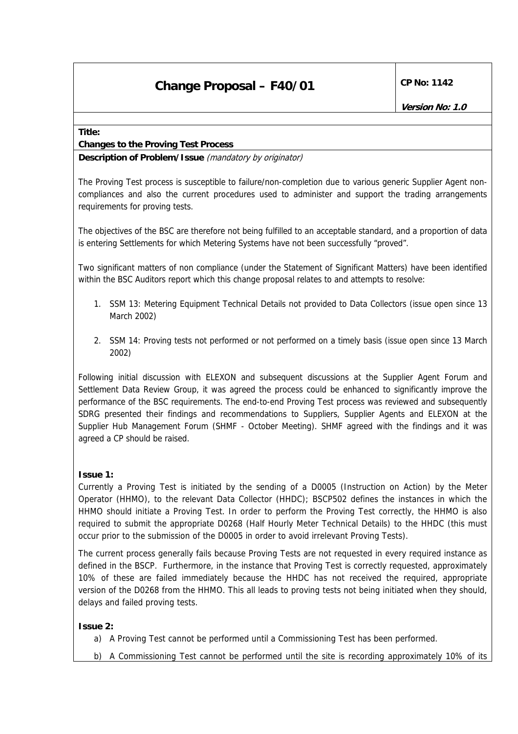# Change Proposal – F40/01

**CP No: 1142**

***Version No: 1.0***

**Title:**

**Changes to the Proving Test Process**

**Description of Problem/Issue** *(mandatory by originator)*

The Proving Test process is susceptible to failure/non-completion due to various generic Supplier Agent non-compliances and also the current procedures used to administer and support the trading arrangements requirements for proving tests.

The objectives of the BSC are therefore not being fulfilled to an acceptable standard, and a proportion of data is entering Settlements for which Metering Systems have not been successfully "proved".

Two significant matters of non compliance (under the Statement of Significant Matters) have been identified within the BSC Auditors report which this change proposal relates to and attempts to resolve:

1. SSM 13: Metering Equipment Technical Details not provided to Data Collectors (issue open since 13 March 2002)
2. SSM 14: Proving tests not performed or not performed on a timely basis (issue open since 13 March 2002)

Following initial discussion with ELEXON and subsequent discussions at the Supplier Agent Forum and Settlement Data Review Group, it was agreed the process could be enhanced to significantly improve the performance of the BSC requirements. The end-to-end Proving Test process was reviewed and subsequently SDRG presented their findings and recommendations to Suppliers, Supplier Agents and ELEXON at the Supplier Hub Management Forum (SHMF - October Meeting). SHMF agreed with the findings and it was agreed a CP should be raised.

**Issue 1:**

Currently a Proving Test is initiated by the sending of a D0005 (Instruction on Action) by the Meter Operator (HHMO), to the relevant Data Collector (HHDC); BSCP502 defines the instances in which the HHMO should initiate a Proving Test. In order to perform the Proving Test correctly, the HHMO is also required to submit the appropriate D0268 (Half Hourly Meter Technical Details) to the HHDC (this must occur prior to the submission of the D0005 in order to avoid irrelevant Proving Tests).

The current process generally fails because Proving Tests are not requested in every required instance as defined in the BSCP. Furthermore, in the instance that Proving Test is correctly requested, approximately 10% of these are failed immediately because the HHDC has not received the required, appropriate version of the D0268 from the HHMO. This all leads to proving tests not being initiated when they should, delays and failed proving tests.

**Issue 2:**

a) A Proving Test cannot be performed until a Commissioning Test has been performed.
b) A Commissioning Test cannot be performed until the site is recording approximately 10% of its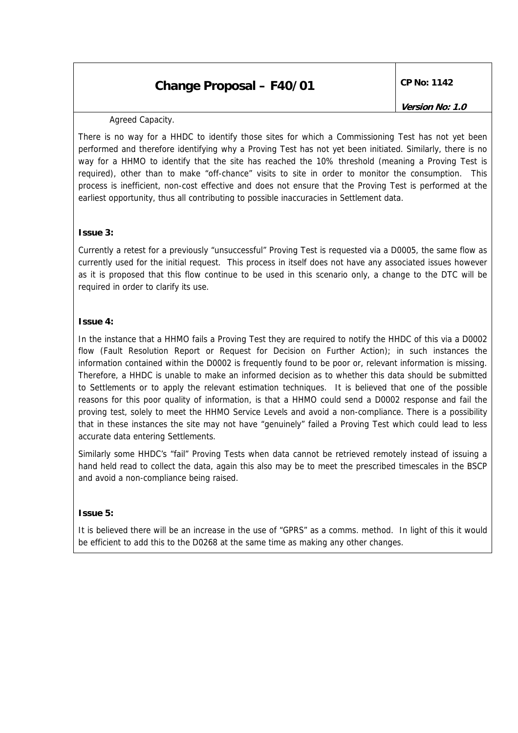Agreed Capacity.

There is no way for a HHDC to identify those sites for which a Commissioning Test has not yet been performed and therefore identifying why a Proving Test has not yet been initiated. Similarly, there is no way for a HHMO to identify that the site has reached the 10% threshold (meaning a Proving Test is required), other than to make "off-chance" visits to site in order to monitor the consumption. This process is inefficient, non-cost effective and does not ensure that the Proving Test is performed at the earliest opportunity, thus all contributing to possible inaccuracies in Settlement data.

**Issue 3:**

Currently a retest for a previously "unsuccessful" Proving Test is requested via a D0005, the same flow as currently used for the initial request. This process in itself does not have any associated issues however as it is proposed that this flow continue to be used in this scenario only, a change to the DTC will be required in order to clarify its use.

**Issue 4:**

In the instance that a HHMO fails a Proving Test they are required to notify the HHDC of this via a D0002 flow (Fault Resolution Report or Request for Decision on Further Action); in such instances the information contained within the D0002 is frequently found to be poor or, relevant information is missing. Therefore, a HHDC is unable to make an informed decision as to whether this data should be submitted to Settlements or to apply the relevant estimation techniques. It is believed that one of the possible reasons for this poor quality of information, is that a HHMO could send a D0002 response and fail the proving test, solely to meet the HHMO Service Levels and avoid a non-compliance. There is a possibility that in these instances the site may not have "genuinely" failed a Proving Test which could lead to less accurate data entering Settlements.

Similarly some HHDC's "fail" Proving Tests when data cannot be retrieved remotely instead of issuing a hand held read to collect the data, again this also may be to meet the prescribed timescales in the BSCP and avoid a non-compliance being raised.

**Issue 5:**

It is believed there will be an increase in the use of "GPRS" as a comms. method. In light of this it would be efficient to add this to the D0268 at the same time as making any other changes.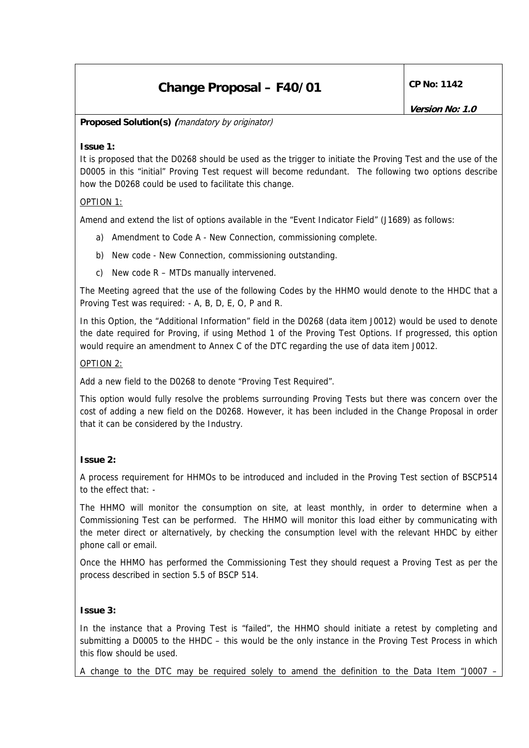| Change Proposal – F40/01 | CP No: 1142<br><br>**Version No: 1.0** |
|---|---|

**Proposed Solution(s)** *(mandatory by originator)*

**Issue 1:**

It is proposed that the D0268 should be used as the trigger to initiate the Proving Test and the use of the D0005 in this "initial" Proving Test request will become redundant. The following two options describe how the D0268 could be used to facilitate this change.

OPTION 1:

Amend and extend the list of options available in the "Event Indicator Field" (J1689) as follows:

a) Amendment to Code A - New Connection, commissioning complete.

b) New code - New Connection, commissioning outstanding.

c) New code R – MTDs manually intervened.

The Meeting agreed that the use of the following Codes by the HHMO would denote to the HHDC that a Proving Test was required: - A, B, D, E, O, P and R.

In this Option, the "Additional Information" field in the D0268 (data item J0012) would be used to denote the date required for Proving, if using Method 1 of the Proving Test Options. If progressed, this option would require an amendment to Annex C of the DTC regarding the use of data item J0012.

OPTION 2:

Add a new field to the D0268 to denote "Proving Test Required".

This option would fully resolve the problems surrounding Proving Tests but there was concern over the cost of adding a new field on the D0268. However, it has been included in the Change Proposal in order that it can be considered by the Industry.

**Issue 2:**

A process requirement for HHMOs to be introduced and included in the Proving Test section of BSCP514 to the effect that: -

The HHMO will monitor the consumption on site, at least monthly, in order to determine when a Commissioning Test can be performed. The HHMO will monitor this load either by communicating with the meter direct or alternatively, by checking the consumption level with the relevant HHDC by either phone call or email.

Once the HHMO has performed the Commissioning Test they should request a Proving Test as per the process described in section 5.5 of BSCP 514.

**Issue 3:**

In the instance that a Proving Test is "failed", the HHMO should initiate a retest by completing and submitting a D0005 to the HHDC – this would be the only instance in the Proving Test Process in which this flow should be used.

A change to the DTC may be required solely to amend the definition to the Data Item "J0007 –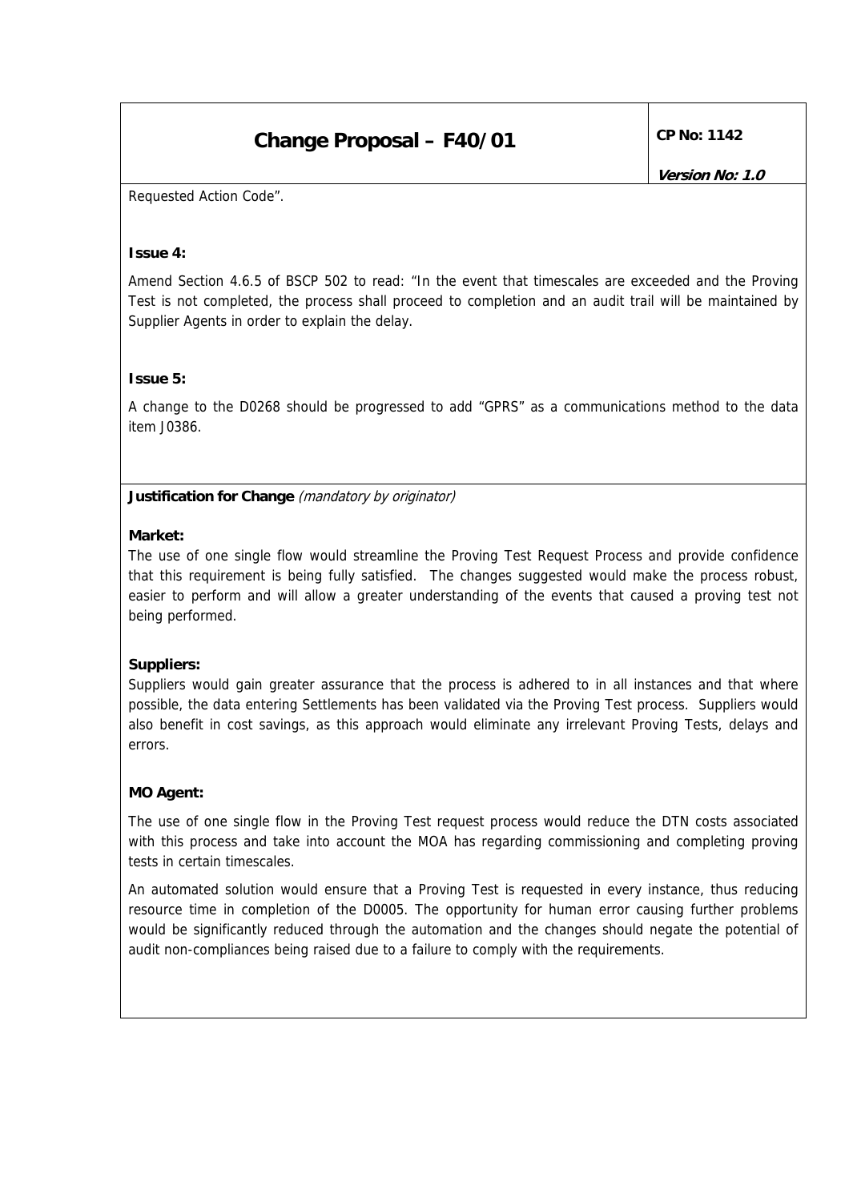Requested Action Code".

**Issue 4:**

Amend Section 4.6.5 of BSCP 502 to read: "In the event that timescales are exceeded and the Proving Test is not completed, the process shall proceed to completion and an audit trail will be maintained by Supplier Agents in order to explain the delay.

**Issue 5:**

A change to the D0268 should be progressed to add "GPRS" as a communications method to the data item J0386.

**Justification for Change** *(mandatory by originator)*

**Market:**

The use of one single flow would streamline the Proving Test Request Process and provide confidence that this requirement is being fully satisfied. The changes suggested would make the process robust, easier to perform and will allow a greater understanding of the events that caused a proving test not being performed.

**Suppliers:**

Suppliers would gain greater assurance that the process is adhered to in all instances and that where possible, the data entering Settlements has been validated via the Proving Test process. Suppliers would also benefit in cost savings, as this approach would eliminate any irrelevant Proving Tests, delays and errors.

**MO Agent:**

The use of one single flow in the Proving Test request process would reduce the DTN costs associated with this process and take into account the MOA has regarding commissioning and completing proving tests in certain timescales.

An automated solution would ensure that a Proving Test is requested in every instance, thus reducing resource time in completion of the D0005. The opportunity for human error causing further problems would be significantly reduced through the automation and the changes should negate the potential of audit non-compliances being raised due to a failure to comply with the requirements.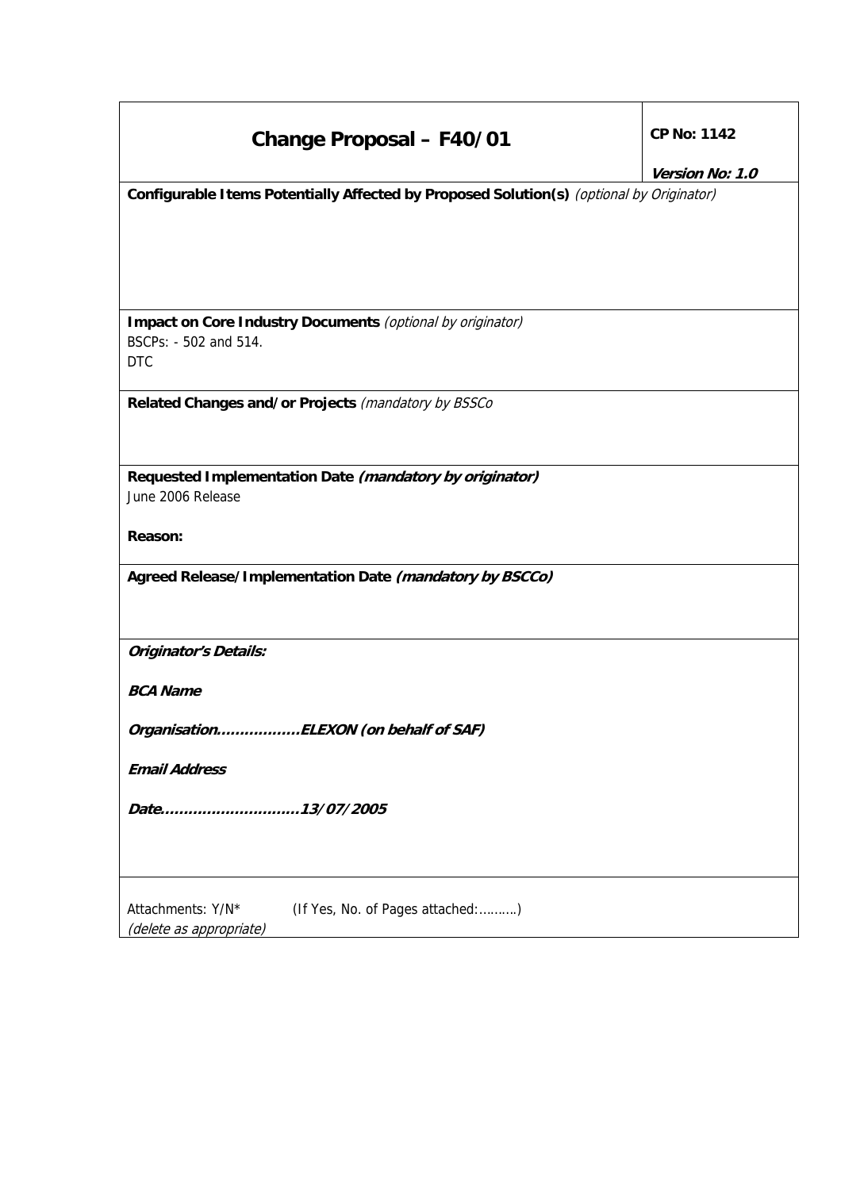# Change Proposal – F40/01

**CP No: 1142**

***Version No: 1.0***

**Configurable Items Potentially Affected by Proposed Solution(s)** *(optional by Originator)*

**Impact on Core Industry Documents** *(optional by originator)*

BSCPs: - 502 and 514.

DTC

**Related Changes and/or Projects** *(mandatory by BSSCo*

**Requested Implementation Date *(mandatory by originator)***

June 2006 Release

**Reason:**

**Agreed Release/Implementation Date *(mandatory by BSCCo)***

***Originator's Details:***

***BCA Name***

***Organisation..................ELEXON (on behalf of SAF)***

***Email Address***

***Date..............................13/07/2005***

Attachments: Y/N* (If Yes, No. of Pages attached:……….)

*(delete as appropriate)*